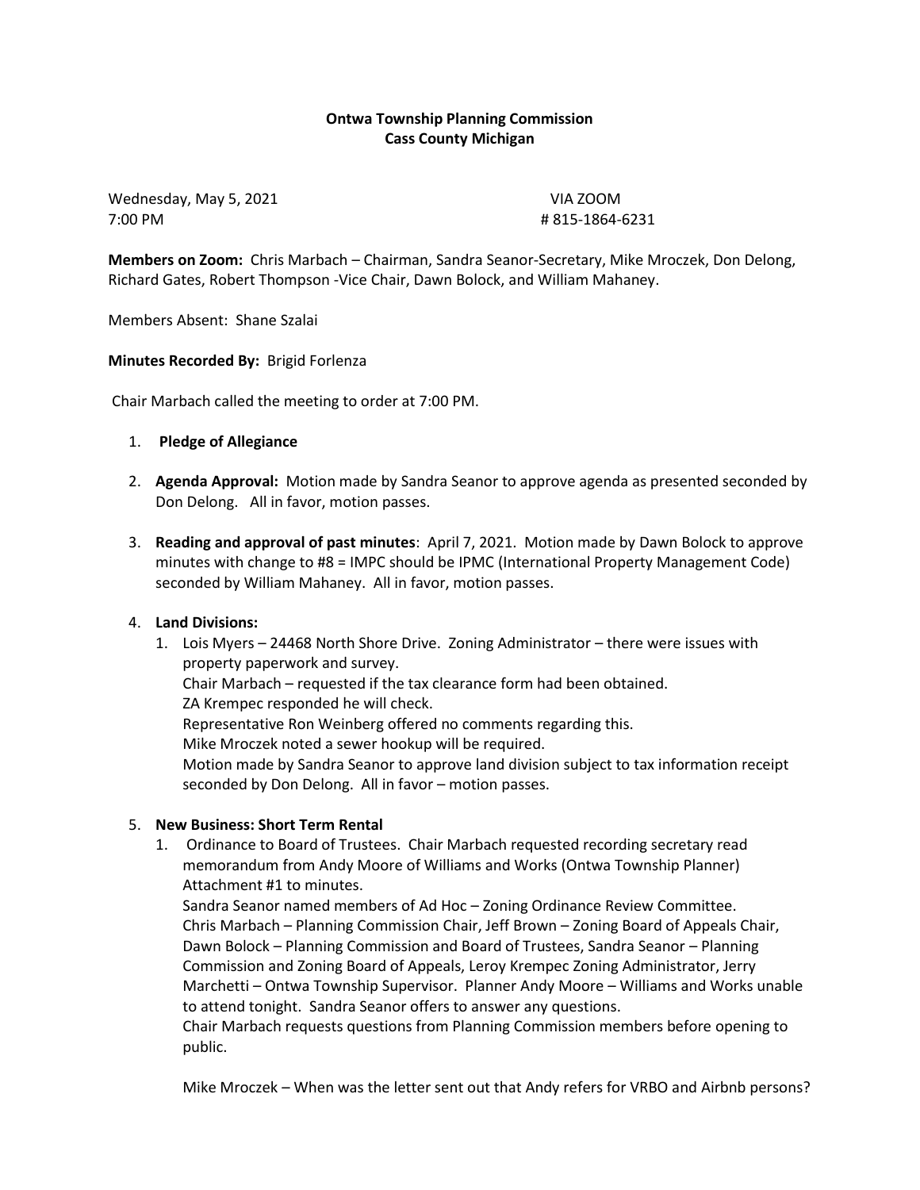**Ontwa Township Planning Commission**
**Cass County Michigan**

Wednesday, May 5, 2021 VIA ZOOM
7:00 PM # 815-1864-6231

**Members on Zoom:** Chris Marbach – Chairman, Sandra Seanor-Secretary, Mike Mroczek, Don Delong, Richard Gates, Robert Thompson -Vice Chair, Dawn Bolock, and William Mahaney.

Members Absent: Shane Szalai

**Minutes Recorded By:** Brigid Forlenza

Chair Marbach called the meeting to order at 7:00 PM.

1. **Pledge of Allegiance**

2. **Agenda Approval:** Motion made by Sandra Seanor to approve agenda as presented seconded by Don Delong. All in favor, motion passes.

3. **Reading and approval of past minutes**: April 7, 2021. Motion made by Dawn Bolock to approve minutes with change to #8 = IMPC should be IPMC (International Property Management Code) seconded by William Mahaney. All in favor, motion passes.

4. **Land Divisions:**
   1. Lois Myers – 24468 North Shore Drive. Zoning Administrator – there were issues with property paperwork and survey.
      Chair Marbach – requested if the tax clearance form had been obtained.
      ZA Krempec responded he will check.
      Representative Ron Weinberg offered no comments regarding this.
      Mike Mroczek noted a sewer hookup will be required.
      Motion made by Sandra Seanor to approve land division subject to tax information receipt seconded by Don Delong. All in favor – motion passes.

5. **New Business: Short Term Rental**
   1. Ordinance to Board of Trustees. Chair Marbach requested recording secretary read memorandum from Andy Moore of Williams and Works (Ontwa Township Planner) Attachment #1 to minutes.
      Sandra Seanor named members of Ad Hoc – Zoning Ordinance Review Committee.
      Chris Marbach – Planning Commission Chair, Jeff Brown – Zoning Board of Appeals Chair, Dawn Bolock – Planning Commission and Board of Trustees, Sandra Seanor – Planning Commission and Zoning Board of Appeals, Leroy Krempec Zoning Administrator, Jerry Marchetti – Ontwa Township Supervisor. Planner Andy Moore – Williams and Works unable to attend tonight. Sandra Seanor offers to answer any questions.
      Chair Marbach requests questions from Planning Commission members before opening to public.

      Mike Mroczek – When was the letter sent out that Andy refers for VRBO and Airbnb persons?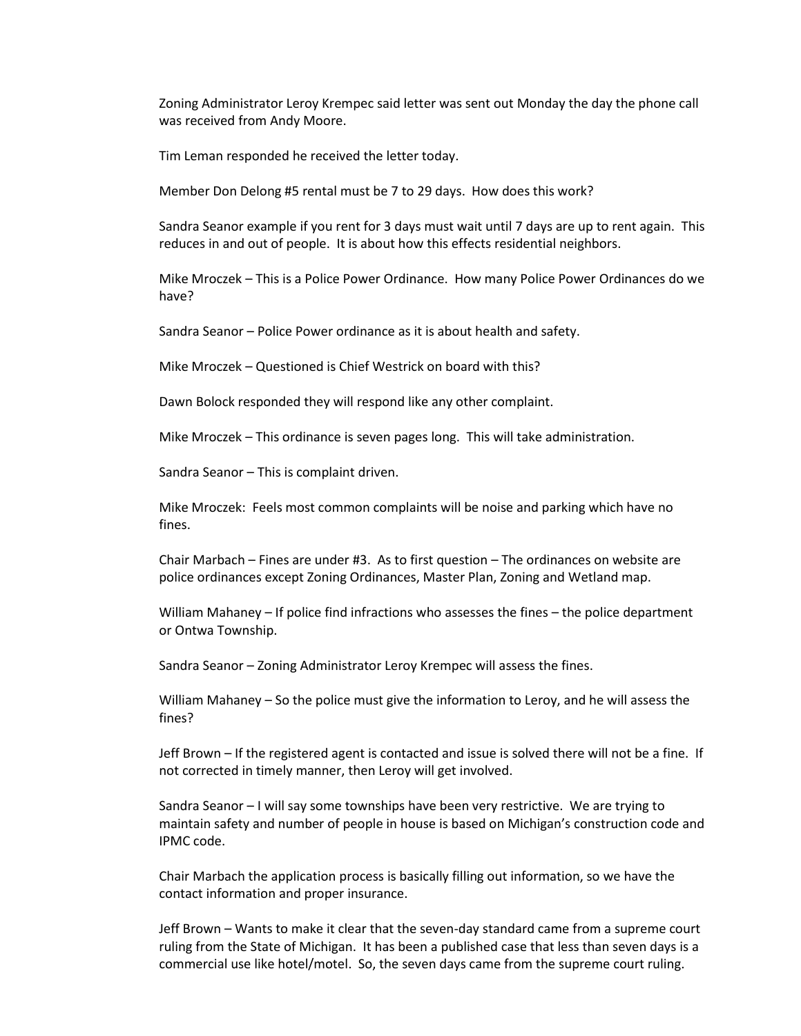Zoning Administrator Leroy Krempec said letter was sent out Monday the day the phone call was received from Andy Moore.

Tim Leman responded he received the letter today.

Member Don Delong #5 rental must be 7 to 29 days. How does this work?

Sandra Seanor example if you rent for 3 days must wait until 7 days are up to rent again. This reduces in and out of people. It is about how this effects residential neighbors.

Mike Mroczek – This is a Police Power Ordinance. How many Police Power Ordinances do we have?

Sandra Seanor – Police Power ordinance as it is about health and safety.

Mike Mroczek – Questioned is Chief Westrick on board with this?

Dawn Bolock responded they will respond like any other complaint.

Mike Mroczek – This ordinance is seven pages long. This will take administration.

Sandra Seanor – This is complaint driven.

Mike Mroczek: Feels most common complaints will be noise and parking which have no fines.

Chair Marbach – Fines are under #3. As to first question – The ordinances on website are police ordinances except Zoning Ordinances, Master Plan, Zoning and Wetland map.

William Mahaney – If police find infractions who assesses the fines – the police department or Ontwa Township.

Sandra Seanor – Zoning Administrator Leroy Krempec will assess the fines.

William Mahaney – So the police must give the information to Leroy, and he will assess the fines?

Jeff Brown – If the registered agent is contacted and issue is solved there will not be a fine. If not corrected in timely manner, then Leroy will get involved.

Sandra Seanor – I will say some townships have been very restrictive. We are trying to maintain safety and number of people in house is based on Michigan's construction code and IPMC code.

Chair Marbach the application process is basically filling out information, so we have the contact information and proper insurance.

Jeff Brown – Wants to make it clear that the seven-day standard came from a supreme court ruling from the State of Michigan. It has been a published case that less than seven days is a commercial use like hotel/motel. So, the seven days came from the supreme court ruling.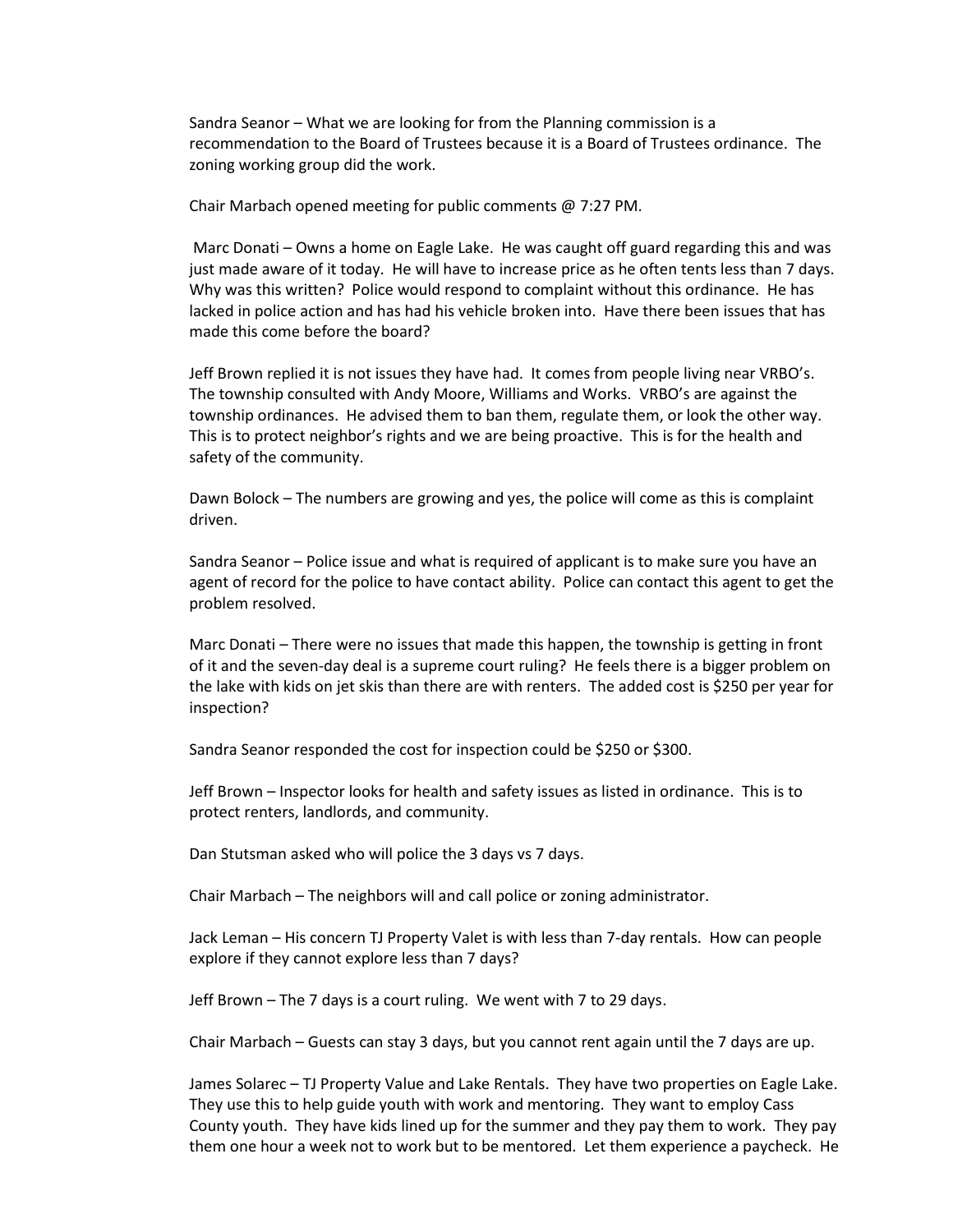Sandra Seanor – What we are looking for from the Planning commission is a recommendation to the Board of Trustees because it is a Board of Trustees ordinance. The zoning working group did the work.

Chair Marbach opened meeting for public comments @ 7:27 PM.

Marc Donati – Owns a home on Eagle Lake. He was caught off guard regarding this and was just made aware of it today. He will have to increase price as he often tents less than 7 days. Why was this written? Police would respond to complaint without this ordinance. He has lacked in police action and has had his vehicle broken into. Have there been issues that has made this come before the board?

Jeff Brown replied it is not issues they have had. It comes from people living near VRBO's. The township consulted with Andy Moore, Williams and Works. VRBO's are against the township ordinances. He advised them to ban them, regulate them, or look the other way. This is to protect neighbor's rights and we are being proactive. This is for the health and safety of the community.

Dawn Bolock – The numbers are growing and yes, the police will come as this is complaint driven.

Sandra Seanor – Police issue and what is required of applicant is to make sure you have an agent of record for the police to have contact ability. Police can contact this agent to get the problem resolved.

Marc Donati – There were no issues that made this happen, the township is getting in front of it and the seven-day deal is a supreme court ruling? He feels there is a bigger problem on the lake with kids on jet skis than there are with renters. The added cost is $250 per year for inspection?

Sandra Seanor responded the cost for inspection could be $250 or $300.

Jeff Brown – Inspector looks for health and safety issues as listed in ordinance. This is to protect renters, landlords, and community.

Dan Stutsman asked who will police the 3 days vs 7 days.

Chair Marbach – The neighbors will and call police or zoning administrator.

Jack Leman – His concern TJ Property Valet is with less than 7-day rentals. How can people explore if they cannot explore less than 7 days?

Jeff Brown – The 7 days is a court ruling. We went with 7 to 29 days.

Chair Marbach – Guests can stay 3 days, but you cannot rent again until the 7 days are up.

James Solarec – TJ Property Value and Lake Rentals. They have two properties on Eagle Lake. They use this to help guide youth with work and mentoring. They want to employ Cass County youth. They have kids lined up for the summer and they pay them to work. They pay them one hour a week not to work but to be mentored. Let them experience a paycheck. He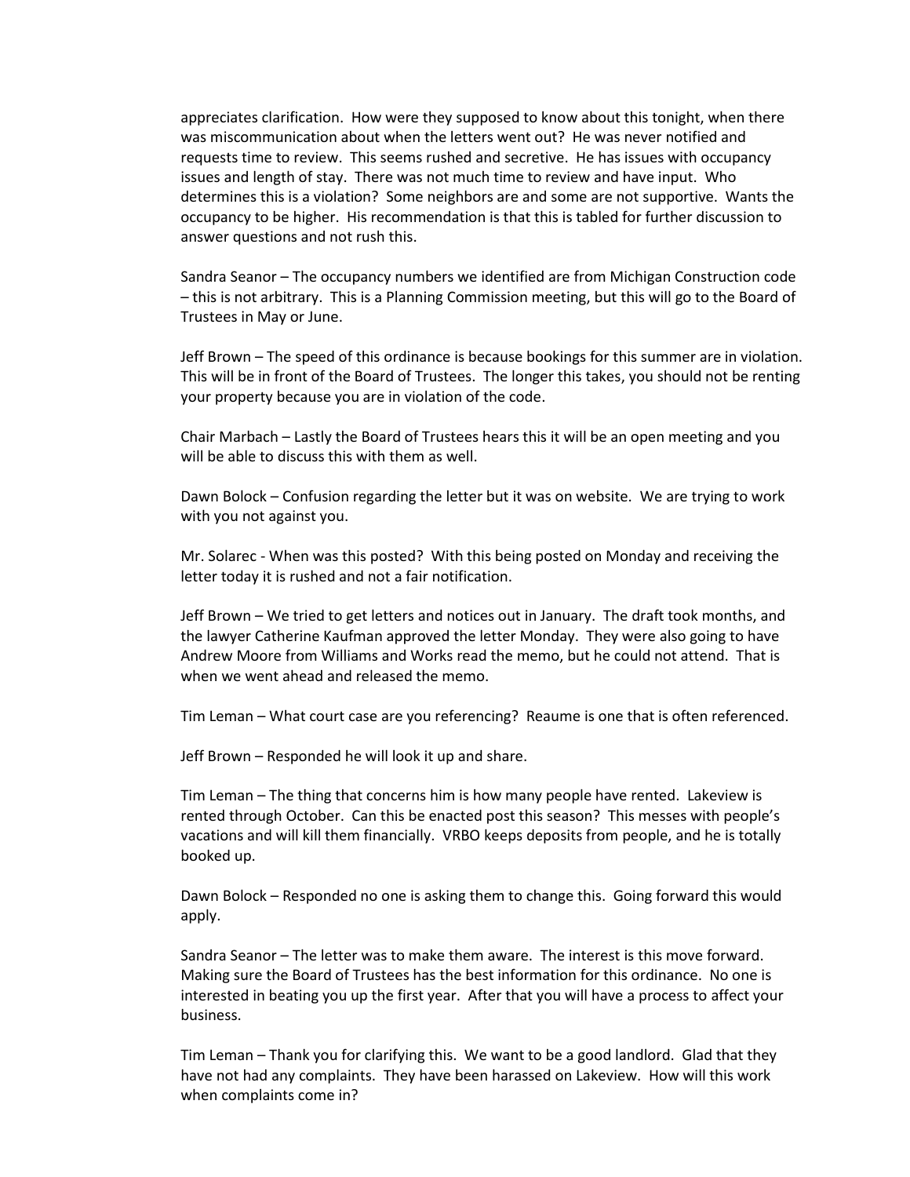appreciates clarification. How were they supposed to know about this tonight, when there was miscommunication about when the letters went out? He was never notified and requests time to review. This seems rushed and secretive. He has issues with occupancy issues and length of stay. There was not much time to review and have input. Who determines this is a violation? Some neighbors are and some are not supportive. Wants the occupancy to be higher. His recommendation is that this is tabled for further discussion to answer questions and not rush this.

Sandra Seanor – The occupancy numbers we identified are from Michigan Construction code – this is not arbitrary. This is a Planning Commission meeting, but this will go to the Board of Trustees in May or June.

Jeff Brown – The speed of this ordinance is because bookings for this summer are in violation. This will be in front of the Board of Trustees. The longer this takes, you should not be renting your property because you are in violation of the code.

Chair Marbach – Lastly the Board of Trustees hears this it will be an open meeting and you will be able to discuss this with them as well.

Dawn Bolock – Confusion regarding the letter but it was on website. We are trying to work with you not against you.

Mr. Solarec - When was this posted? With this being posted on Monday and receiving the letter today it is rushed and not a fair notification.

Jeff Brown – We tried to get letters and notices out in January. The draft took months, and the lawyer Catherine Kaufman approved the letter Monday. They were also going to have Andrew Moore from Williams and Works read the memo, but he could not attend. That is when we went ahead and released the memo.

Tim Leman – What court case are you referencing? Reaume is one that is often referenced.

Jeff Brown – Responded he will look it up and share.

Tim Leman – The thing that concerns him is how many people have rented. Lakeview is rented through October. Can this be enacted post this season? This messes with people's vacations and will kill them financially. VRBO keeps deposits from people, and he is totally booked up.

Dawn Bolock – Responded no one is asking them to change this. Going forward this would apply.

Sandra Seanor – The letter was to make them aware. The interest is this move forward. Making sure the Board of Trustees has the best information for this ordinance. No one is interested in beating you up the first year. After that you will have a process to affect your business.

Tim Leman – Thank you for clarifying this. We want to be a good landlord. Glad that they have not had any complaints. They have been harassed on Lakeview. How will this work when complaints come in?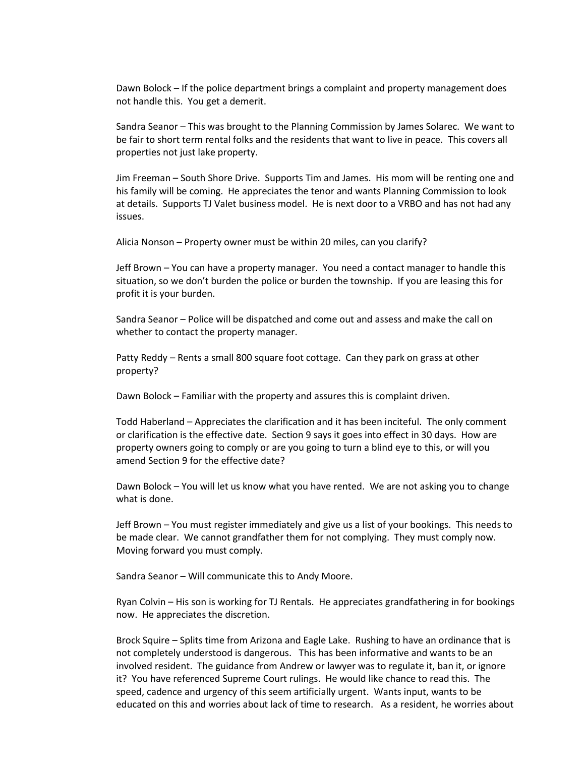Dawn Bolock – If the police department brings a complaint and property management does not handle this. You get a demerit.

Sandra Seanor – This was brought to the Planning Commission by James Solarec. We want to be fair to short term rental folks and the residents that want to live in peace. This covers all properties not just lake property.

Jim Freeman – South Shore Drive. Supports Tim and James. His mom will be renting one and his family will be coming. He appreciates the tenor and wants Planning Commission to look at details. Supports TJ Valet business model. He is next door to a VRBO and has not had any issues.

Alicia Nonson – Property owner must be within 20 miles, can you clarify?

Jeff Brown – You can have a property manager. You need a contact manager to handle this situation, so we don't burden the police or burden the township. If you are leasing this for profit it is your burden.

Sandra Seanor – Police will be dispatched and come out and assess and make the call on whether to contact the property manager.

Patty Reddy – Rents a small 800 square foot cottage. Can they park on grass at other property?

Dawn Bolock – Familiar with the property and assures this is complaint driven.

Todd Haberland – Appreciates the clarification and it has been inciteful. The only comment or clarification is the effective date. Section 9 says it goes into effect in 30 days. How are property owners going to comply or are you going to turn a blind eye to this, or will you amend Section 9 for the effective date?

Dawn Bolock – You will let us know what you have rented. We are not asking you to change what is done.

Jeff Brown – You must register immediately and give us a list of your bookings. This needs to be made clear. We cannot grandfather them for not complying. They must comply now. Moving forward you must comply.

Sandra Seanor – Will communicate this to Andy Moore.

Ryan Colvin – His son is working for TJ Rentals. He appreciates grandfathering in for bookings now. He appreciates the discretion.

Brock Squire – Splits time from Arizona and Eagle Lake. Rushing to have an ordinance that is not completely understood is dangerous. This has been informative and wants to be an involved resident. The guidance from Andrew or lawyer was to regulate it, ban it, or ignore it? You have referenced Supreme Court rulings. He would like chance to read this. The speed, cadence and urgency of this seem artificially urgent. Wants input, wants to be educated on this and worries about lack of time to research. As a resident, he worries about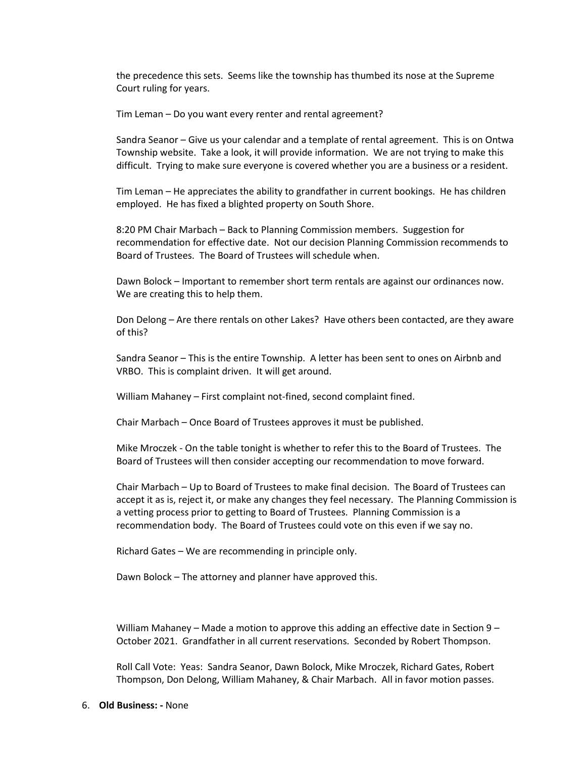the precedence this sets. Seems like the township has thumbed its nose at the Supreme Court ruling for years.

Tim Leman – Do you want every renter and rental agreement?

Sandra Seanor – Give us your calendar and a template of rental agreement. This is on Ontwa Township website. Take a look, it will provide information. We are not trying to make this difficult. Trying to make sure everyone is covered whether you are a business or a resident.

Tim Leman – He appreciates the ability to grandfather in current bookings. He has children employed. He has fixed a blighted property on South Shore.

8:20 PM Chair Marbach – Back to Planning Commission members. Suggestion for recommendation for effective date. Not our decision Planning Commission recommends to Board of Trustees. The Board of Trustees will schedule when.

Dawn Bolock – Important to remember short term rentals are against our ordinances now. We are creating this to help them.

Don Delong – Are there rentals on other Lakes? Have others been contacted, are they aware of this?

Sandra Seanor – This is the entire Township. A letter has been sent to ones on Airbnb and VRBO. This is complaint driven. It will get around.

William Mahaney – First complaint not-fined, second complaint fined.

Chair Marbach – Once Board of Trustees approves it must be published.

Mike Mroczek - On the table tonight is whether to refer this to the Board of Trustees. The Board of Trustees will then consider accepting our recommendation to move forward.

Chair Marbach – Up to Board of Trustees to make final decision. The Board of Trustees can accept it as is, reject it, or make any changes they feel necessary. The Planning Commission is a vetting process prior to getting to Board of Trustees. Planning Commission is a recommendation body. The Board of Trustees could vote on this even if we say no.

Richard Gates – We are recommending in principle only.

Dawn Bolock – The attorney and planner have approved this.

William Mahaney – Made a motion to approve this adding an effective date in Section 9 – October 2021. Grandfather in all current reservations. Seconded by Robert Thompson.

Roll Call Vote: Yeas: Sandra Seanor, Dawn Bolock, Mike Mroczek, Richard Gates, Robert Thompson, Don Delong, William Mahaney, & Chair Marbach. All in favor motion passes.

6. **Old Business: -** None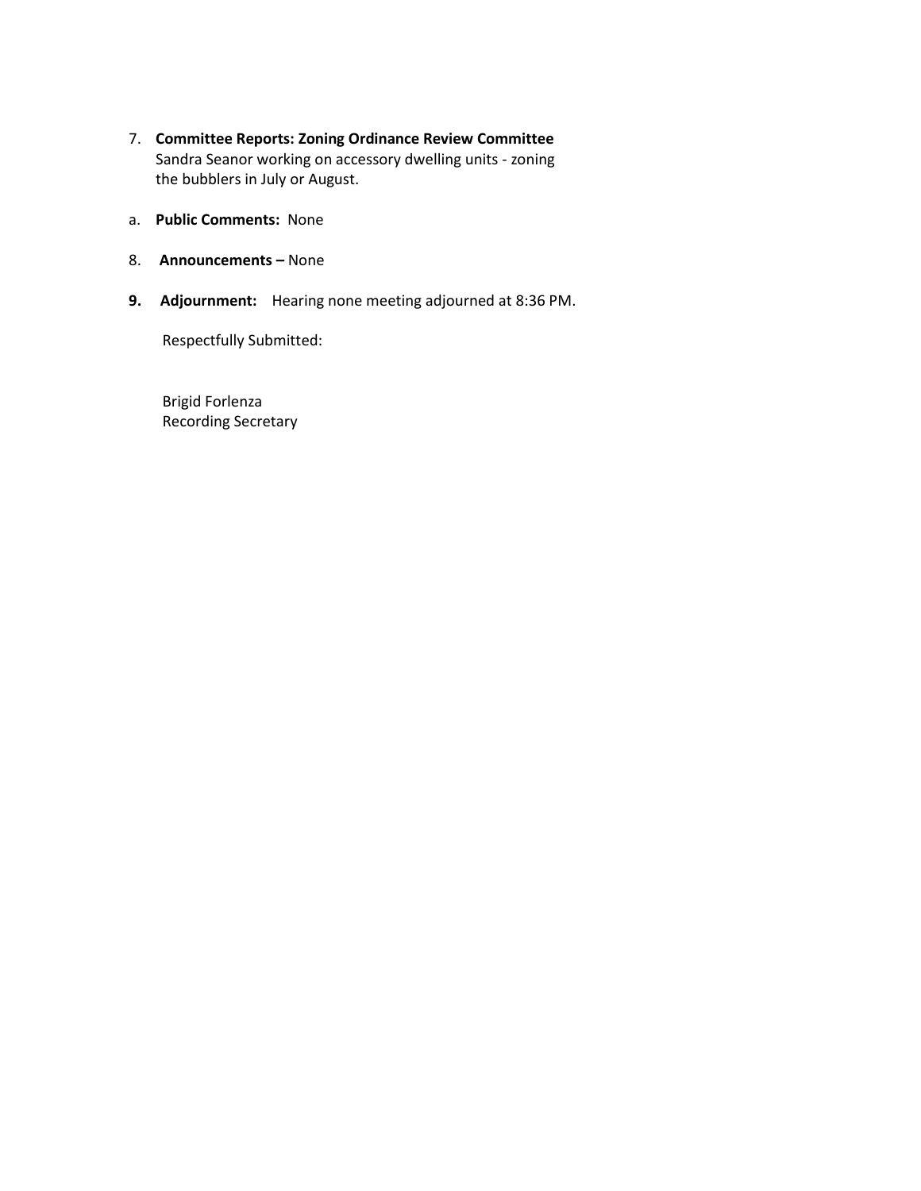7. **Committee Reports: Zoning Ordinance Review Committee**
   Sandra Seanor working on accessory dwelling units - zoning the bubblers in July or August.

a. **Public Comments:** None

8. **Announcements –** None

9. **Adjournment:** Hearing none meeting adjourned at 8:36 PM.

Respectfully Submitted:

Brigid Forlenza
Recording Secretary